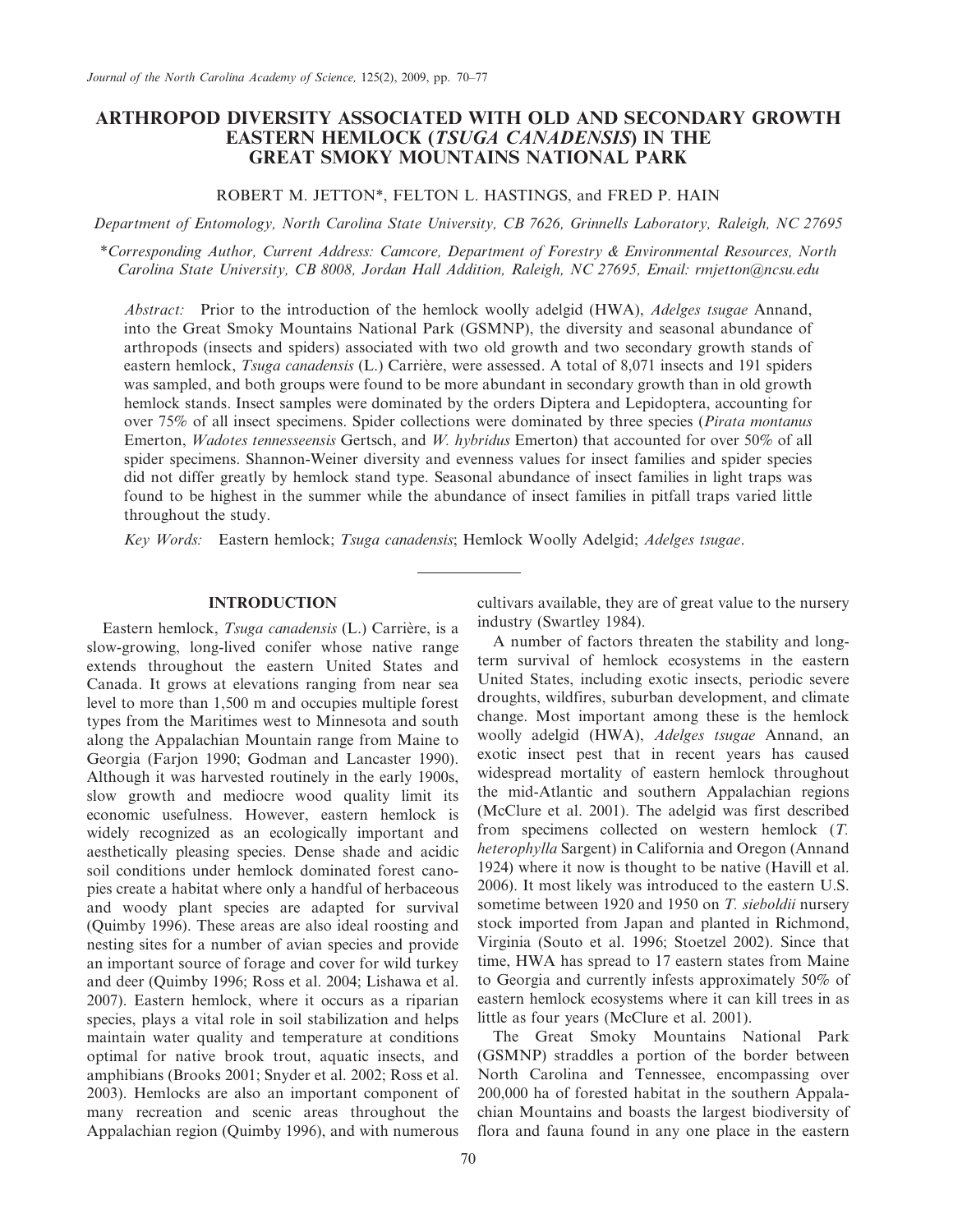# ARTHROPOD DIVERSITY ASSOCIATED WITH OLD AND SECONDARY GROWTH EASTERN HEMLOCK (*TSUGA CANADENSIS*) IN THE GREAT SMOKY MOUNTAINS NATIONAL PARK

ROBERT M. JETTON*, FELTON L. HASTINGS, and FRED P. HAIN

*Department of Entomology, North Carolina State University, CB 7626, Grinnells Laboratory, Raleigh, NC 27695*

*\*Corresponding Author, Current Address: Camcore, Department of Forestry & Environmental Resources, North Carolina State University, CB 8008, Jordan Hall Addition, Raleigh, NC 27695, Email: rmjetton@ncsu.edu*

*Abstract:* Prior to the introduction of the hemlock woolly adelgid (HWA), *Adelges tsugae* Annand, into the Great Smoky Mountains National Park (GSMNP), the diversity and seasonal abundance of arthropods (insects and spiders) associated with two old growth and two secondary growth stands of eastern hemlock, *Tsuga canadensis* (L.) Carrière, were assessed. A total of 8,071 insects and 191 spiders was sampled, and both groups were found to be more abundant in secondary growth than in old growth hemlock stands. Insect samples were dominated by the orders Diptera and Lepidoptera, accounting for over 75% of all insect specimens. Spider collections were dominated by three species (*Pirata montanus* Emerton, *Wadotes tennesseensis* Gertsch, and *W. hybridus* Emerton) that accounted for over 50% of all spider specimens. Shannon-Weiner diversity and evenness values for insect families and spider species did not differ greatly by hemlock stand type. Seasonal abundance of insect families in light traps was found to be highest in the summer while the abundance of insect families in pitfall traps varied little throughout the study.

*Key Words:* Eastern hemlock; *Tsuga canadensis*; Hemlock Woolly Adelgid; *Adelges tsugae*.

## INTRODUCTION

Eastern hemlock, *Tsuga canadensis* (L.) Carrière, is a slow-growing, long-lived conifer whose native range extends throughout the eastern United States and Canada. It grows at elevations ranging from near sea level to more than 1,500 m and occupies multiple forest types from the Maritimes west to Minnesota and south along the Appalachian Mountain range from Maine to Georgia (Farjon 1990; Godman and Lancaster 1990). Although it was harvested routinely in the early 1900s, slow growth and mediocre wood quality limit its economic usefulness. However, eastern hemlock is widely recognized as an ecologically important and aesthetically pleasing species. Dense shade and acidic soil conditions under hemlock dominated forest canopies create a habitat where only a handful of herbaceous and woody plant species are adapted for survival (Quimby 1996). These areas are also ideal roosting and nesting sites for a number of avian species and provide an important source of forage and cover for wild turkey and deer (Quimby 1996; Ross et al. 2004; Lishawa et al. 2007). Eastern hemlock, where it occurs as a riparian species, plays a vital role in soil stabilization and helps maintain water quality and temperature at conditions optimal for native brook trout, aquatic insects, and amphibians (Brooks 2001; Snyder et al. 2002; Ross et al. 2003). Hemlocks are also an important component of many recreation and scenic areas throughout the Appalachian region (Quimby 1996), and with numerous cultivars available, they are of great value to the nursery industry (Swartley 1984).

A number of factors threaten the stability and long-term survival of hemlock ecosystems in the eastern United States, including exotic insects, periodic severe droughts, wildfires, suburban development, and climate change. Most important among these is the hemlock woolly adelgid (HWA), *Adelges tsugae* Annand, an exotic insect pest that in recent years has caused widespread mortality of eastern hemlock throughout the mid-Atlantic and southern Appalachian regions (McClure et al. 2001). The adelgid was first described from specimens collected on western hemlock (*T. heterophylla* Sargent) in California and Oregon (Annand 1924) where it now is thought to be native (Havill et al. 2006). It most likely was introduced to the eastern U.S. sometime between 1920 and 1950 on *T. sieboldii* nursery stock imported from Japan and planted in Richmond, Virginia (Souto et al. 1996; Stoetzel 2002). Since that time, HWA has spread to 17 eastern states from Maine to Georgia and currently infests approximately 50% of eastern hemlock ecosystems where it can kill trees in as little as four years (McClure et al. 2001).

The Great Smoky Mountains National Park (GSMNP) straddles a portion of the border between North Carolina and Tennessee, encompassing over 200,000 ha of forested habitat in the southern Appalachian Mountains and boasts the largest biodiversity of flora and fauna found in any one place in the eastern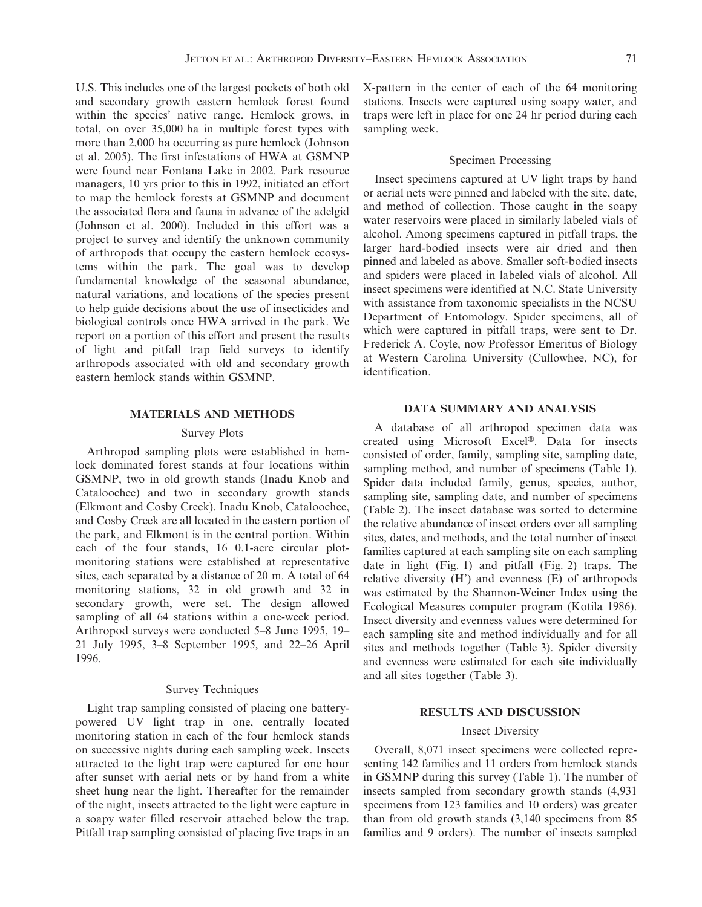U.S. This includes one of the largest pockets of both old and secondary growth eastern hemlock forest found within the species' native range. Hemlock grows, in total, on over 35,000 ha in multiple forest types with more than 2,000 ha occurring as pure hemlock (Johnson et al. 2005). The first infestations of HWA at GSMNP were found near Fontana Lake in 2002. Park resource managers, 10 yrs prior to this in 1992, initiated an effort to map the hemlock forests at GSMNP and document the associated flora and fauna in advance of the adelgid (Johnson et al. 2000). Included in this effort was a project to survey and identify the unknown community of arthropods that occupy the eastern hemlock ecosystems within the park. The goal was to develop fundamental knowledge of the seasonal abundance, natural variations, and locations of the species present to help guide decisions about the use of insecticides and biological controls once HWA arrived in the park. We report on a portion of this effort and present the results of light and pitfall trap field surveys to identify arthropods associated with old and secondary growth eastern hemlock stands within GSMNP.

## MATERIALS AND METHODS

### Survey Plots

Arthropod sampling plots were established in hemlock dominated forest stands at four locations within GSMNP, two in old growth stands (Inadu Knob and Cataloochee) and two in secondary growth stands (Elkmont and Cosby Creek). Inadu Knob, Cataloochee, and Cosby Creek are all located in the eastern portion of the park, and Elkmont is in the central portion. Within each of the four stands, 16 0.1-acre circular plot-monitoring stations were established at representative sites, each separated by a distance of 20 m. A total of 64 monitoring stations, 32 in old growth and 32 in secondary growth, were set. The design allowed sampling of all 64 stations within a one-week period. Arthropod surveys were conducted 5–8 June 1995, 19–21 July 1995, 3–8 September 1995, and 22–26 April 1996.

### Survey Techniques

Light trap sampling consisted of placing one battery-powered UV light trap in one, centrally located monitoring station in each of the four hemlock stands on successive nights during each sampling week. Insects attracted to the light trap were captured for one hour after sunset with aerial nets or by hand from a white sheet hung near the light. Thereafter for the remainder of the night, insects attracted to the light were capture in a soapy water filled reservoir attached below the trap. Pitfall trap sampling consisted of placing five traps in an X-pattern in the center of each of the 64 monitoring stations. Insects were captured using soapy water, and traps were left in place for one 24 hr period during each sampling week.

### Specimen Processing

Insect specimens captured at UV light traps by hand or aerial nets were pinned and labeled with the site, date, and method of collection. Those caught in the soapy water reservoirs were placed in similarly labeled vials of alcohol. Among specimens captured in pitfall traps, the larger hard-bodied insects were air dried and then pinned and labeled as above. Smaller soft-bodied insects and spiders were placed in labeled vials of alcohol. All insect specimens were identified at N.C. State University with assistance from taxonomic specialists in the NCSU Department of Entomology. Spider specimens, all of which were captured in pitfall traps, were sent to Dr. Frederick A. Coyle, now Professor Emeritus of Biology at Western Carolina University (Cullowhee, NC), for identification.

## DATA SUMMARY AND ANALYSIS

A database of all arthropod specimen data was created using Microsoft Excel®. Data for insects consisted of order, family, sampling site, sampling date, sampling method, and number of specimens (Table 1). Spider data included family, genus, species, author, sampling site, sampling date, and number of specimens (Table 2). The insect database was sorted to determine the relative abundance of insect orders over all sampling sites, dates, and methods, and the total number of insect families captured at each sampling site on each sampling date in light (Fig. 1) and pitfall (Fig. 2) traps. The relative diversity (H') and evenness (E) of arthropods was estimated by the Shannon-Weiner Index using the Ecological Measures computer program (Kotila 1986). Insect diversity and evenness values were determined for each sampling site and method individually and for all sites and methods together (Table 3). Spider diversity and evenness were estimated for each site individually and all sites together (Table 3).

## RESULTS AND DISCUSSION

### Insect Diversity

Overall, 8,071 insect specimens were collected representing 142 families and 11 orders from hemlock stands in GSMNP during this survey (Table 1). The number of insects sampled from secondary growth stands (4,931 specimens from 123 families and 10 orders) was greater than from old growth stands (3,140 specimens from 85 families and 9 orders). The number of insects sampled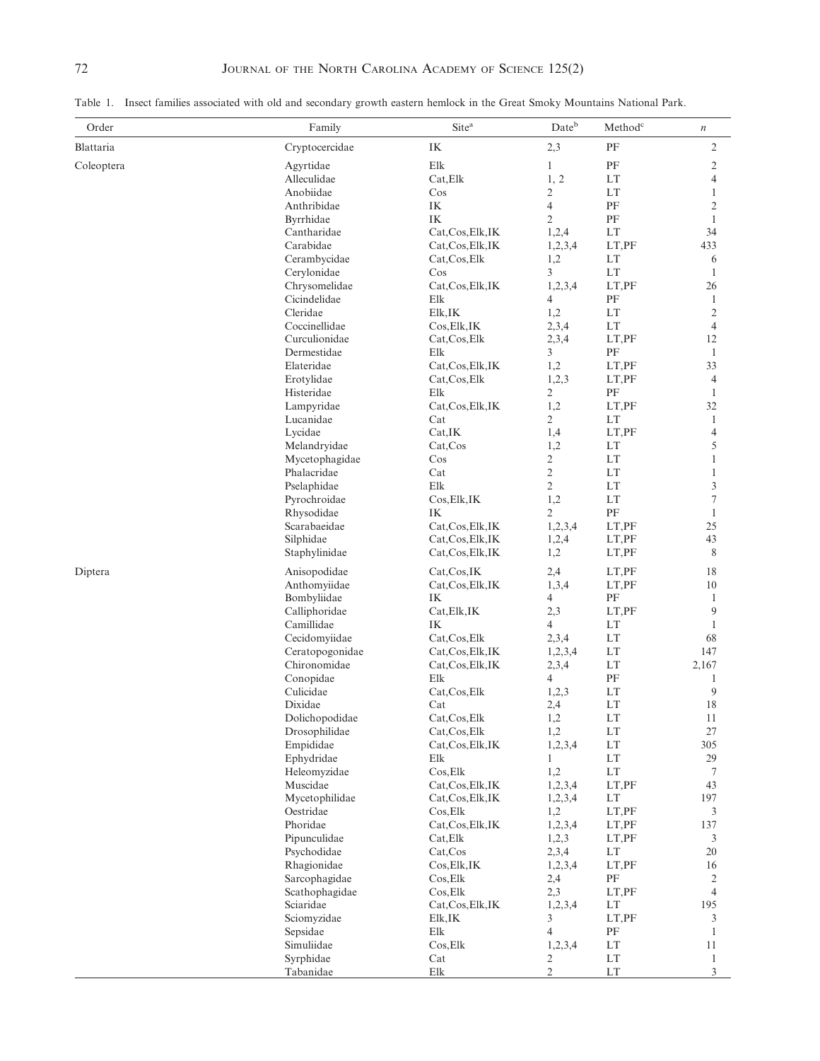Table 1. Insect families associated with old and secondary growth eastern hemlock in the Great Smoky Mountains National Park.

| Order | Family | Site[a] | Date[b] | Method[c] | *n* |
|---|---|---|---|---|---|
| Blattaria | Cryptocercidae | IK | 2,3 | PF | 2 |
| Coleoptera | Agyrtidae | Elk | 1 | PF | 2 |
| | Alleculidae | Cat,Elk | 1, 2 | LT | 4 |
| | Anobiidae | Cos | 2 | LT | 1 |
| | Anthribidae | IK | 4 | PF | 2 |
| | Byrrhidae | IK | 2 | PF | 1 |
| | Cantharidae | Cat,Cos,Elk,IK | 1,2,4 | LT | 34 |
| | Carabidae | Cat,Cos,Elk,IK | 1,2,3,4 | LT,PF | 433 |
| | Cerambycidae | Cat,Cos,Elk | 1,2 | LT | 6 |
| | Cerylonidae | Cos | 3 | LT | 1 |
| | Chrysomelidae | Cat,Cos,Elk,IK | 1,2,3,4 | LT,PF | 26 |
| | Cicindelidae | Elk | 4 | PF | 1 |
| | Cleridae | Elk,IK | 1,2 | LT | 2 |
| | Coccinellidae | Cos,Elk,IK | 2,3,4 | LT | 4 |
| | Curculionidae | Cat,Cos,Elk | 2,3,4 | LT,PF | 12 |
| | Dermestidae | Elk | 3 | PF | 1 |
| | Elateridae | Cat,Cos,Elk,IK | 1,2 | LT,PF | 33 |
| | Erotylidae | Cat,Cos,Elk | 1,2,3 | LT,PF | 4 |
| | Histeridae | Elk | 2 | PF | 1 |
| | Lampyridae | Cat,Cos,Elk,IK | 1,2 | LT,PF | 32 |
| | Lucanidae | Cat | 2 | LT | 1 |
| | Lycidae | Cat,IK | 1,4 | LT,PF | 4 |
| | Melandryidae | Cat,Cos | 1,2 | LT | 5 |
| | Mycetophagidae | Cos | 2 | LT | 1 |
| | Phalacridae | Cat | 2 | LT | 1 |
| | Pselaphidae | Elk | 2 | LT | 3 |
| | Pyrochroidae | Cos,Elk,IK | 1,2 | LT | 7 |
| | Rhysodidae | IK | 2 | PF | 1 |
| | Scarabaeidae | Cat,Cos,Elk,IK | 1,2,3,4 | LT,PF | 25 |
| | Silphidae | Cat,Cos,Elk,IK | 1,2,4 | LT,PF | 43 |
| | Staphylinidae | Cat,Cos,Elk,IK | 1,2 | LT,PF | 8 |
| Diptera | Anisopodidae | Cat,Cos,IK | 2,4 | LT,PF | 18 |
| | Anthomyiidae | Cat,Cos,Elk,IK | 1,3,4 | LT,PF | 10 |
| | Bombyliidae | IK | 4 | PF | 1 |
| | Calliphoridae | Cat,Elk,IK | 2,3 | LT,PF | 9 |
| | Camillidae | IK | 4 | LT | 1 |
| | Cecidomyiidae | Cat,Cos,Elk | 2,3,4 | LT | 68 |
| | Ceratopogonidae | Cat,Cos,Elk,IK | 1,2,3,4 | LT | 147 |
| | Chironomidae | Cat,Cos,Elk,IK | 2,3,4 | LT | 2,167 |
| | Conopidae | Elk | 4 | PF | 1 |
| | Culicidae | Cat,Cos,Elk | 1,2,3 | LT | 9 |
| | Dixidae | Cat | 2,4 | LT | 18 |
| | Dolichopodidae | Cat,Cos,Elk | 1,2 | LT | 11 |
| | Drosophilidae | Cat,Cos,Elk | 1,2 | LT | 27 |
| | Empididae | Cat,Cos,Elk,IK | 1,2,3,4 | LT | 305 |
| | Ephydridae | Elk | 1 | LT | 29 |
| | Heleomyzidae | Cos,Elk | 1,2 | LT | 7 |
| | Muscidae | Cat,Cos,Elk,IK | 1,2,3,4 | LT,PF | 43 |
| | Mycetophilidae | Cat,Cos,Elk,IK | 1,2,3,4 | LT | 197 |
| | Oestridae | Cos,Elk | 1,2 | LT,PF | 3 |
| | Phoridae | Cat,Cos,Elk,IK | 1,2,3,4 | LT,PF | 137 |
| | Pipunculidae | Cat,Elk | 1,2,3 | LT,PF | 3 |
| | Psychodidae | Cat,Cos | 2,3,4 | LT | 20 |
| | Rhagionidae | Cos,Elk,IK | 1,2,3,4 | LT,PF | 16 |
| | Sarcophagidae | Cos,Elk | 2,4 | PF | 2 |
| | Scathophagidae | Cos,Elk | 2,3 | LT,PF | 4 |
| | Sciaridae | Cat,Cos,Elk,IK | 1,2,3,4 | LT | 195 |
| | Sciomyzidae | Elk,IK | 3 | LT,PF | 3 |
| | Sepsidae | Elk | 4 | PF | 1 |
| | Simuliidae | Cos,Elk | 1,2,3,4 | LT | 11 |
| | Syrphidae | Cat | 2 | LT | 1 |
| | Tabanidae | Elk | 2 | LT | 3 |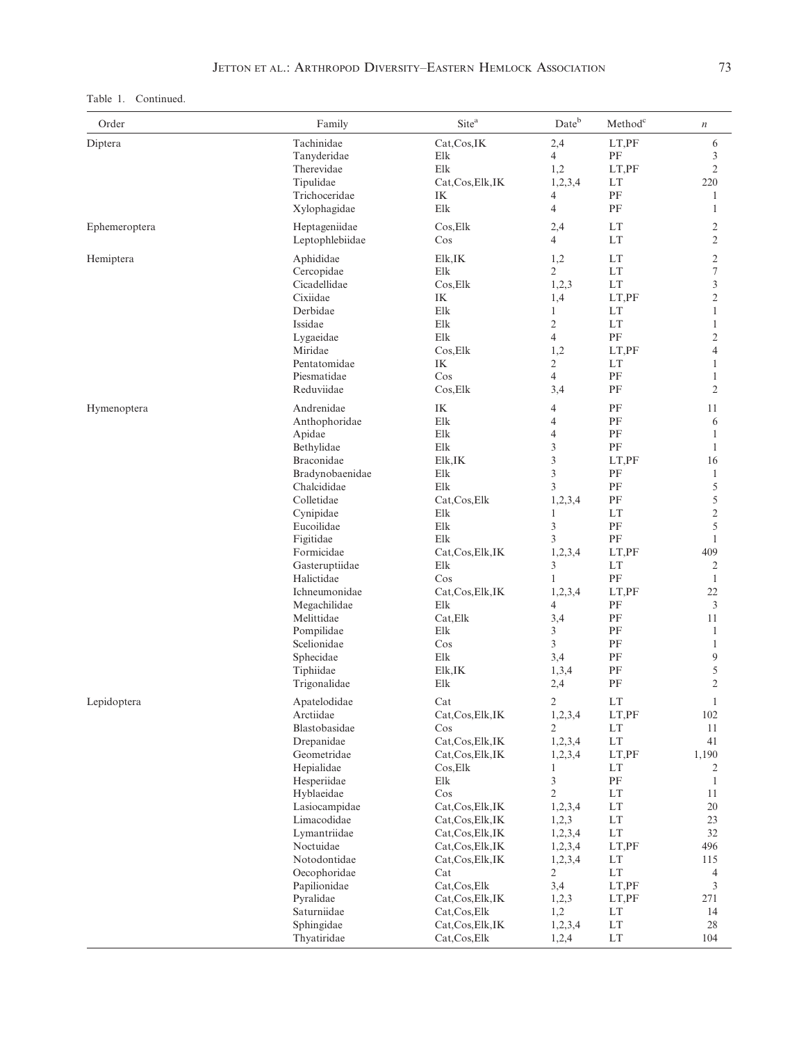Table 1. Continued.

| Order | Family | Site[a] | Date[b] | Method[c] | *n* |
|---|---|---|---|---|---|
| Diptera | Tachinidae | Cat,Cos,IK | 2,4 | LT,PF | 6 |
| | Tanyderidae | Elk | 4 | PF | 3 |
| | Therevidae | Elk | 1,2 | LT,PF | 2 |
| | Tipulidae | Cat,Cos,Elk,IK | 1,2,3,4 | LT | 220 |
| | Trichoceridae | IK | 4 | PF | 1 |
| | Xylophagidae | Elk | 4 | PF | 1 |
| Ephemeroptera | Heptageniidae | Cos,Elk | 2,4 | LT | 2 |
| | Leptophlebiidae | Cos | 4 | LT | 2 |
| Hemiptera | Aphididae | Elk,IK | 1,2 | LT | 2 |
| | Cercopidae | Elk | 2 | LT | 7 |
| | Cicadellidae | Cos,Elk | 1,2,3 | LT | 3 |
| | Cixiidae | IK | 1,4 | LT,PF | 2 |
| | Derbidae | Elk | 1 | LT | 1 |
| | Issidae | Elk | 2 | LT | 1 |
| | Lygaeidae | Elk | 4 | PF | 2 |
| | Miridae | Cos,Elk | 1,2 | LT,PF | 4 |
| | Pentatomidae | IK | 2 | LT | 1 |
| | Piesmatidae | Cos | 4 | PF | 1 |
| | Reduviidae | Cos,Elk | 3,4 | PF | 2 |
| Hymenoptera | Andrenidae | IK | 4 | PF | 11 |
| | Anthophoridae | Elk | 4 | PF | 6 |
| | Apidae | Elk | 4 | PF | 1 |
| | Bethylidae | Elk | 3 | PF | 1 |
| | Braconidae | Elk,IK | 3 | LT,PF | 16 |
| | Bradynobaenidae | Elk | 3 | PF | 1 |
| | Chalcididae | Elk | 3 | PF | 5 |
| | Colletidae | Cat,Cos,Elk | 1,2,3,4 | PF | 5 |
| | Cynipidae | Elk | 1 | LT | 2 |
| | Eucoilidae | Elk | 3 | PF | 5 |
| | Figitidae | Elk | 3 | PF | 1 |
| | Formicidae | Cat,Cos,Elk,IK | 1,2,3,4 | LT,PF | 409 |
| | Gasteruptiidae | Elk | 3 | LT | 2 |
| | Halictidae | Cos | 1 | PF | 1 |
| | Ichneumonidae | Cat,Cos,Elk,IK | 1,2,3,4 | LT,PF | 22 |
| | Megachilidae | Elk | 4 | PF | 3 |
| | Melittidae | Cat,Elk | 3,4 | PF | 11 |
| | Pompilidae | Elk | 3 | PF | 1 |
| | Scelionidae | Cos | 3 | PF | 1 |
| | Sphecidae | Elk | 3,4 | PF | 9 |
| | Tiphiidae | Elk,IK | 1,3,4 | PF | 5 |
| | Trigonalidae | Elk | 2,4 | PF | 2 |
| Lepidoptera | Apatelodidae | Cat | 2 | LT | 1 |
| | Arctiidae | Cat,Cos,Elk,IK | 1,2,3,4 | LT,PF | 102 |
| | Blastobasidae | Cos | 2 | LT | 11 |
| | Drepanidae | Cat,Cos,Elk,IK | 1,2,3,4 | LT | 41 |
| | Geometridae | Cat,Cos,Elk,IK | 1,2,3,4 | LT,PF | 1,190 |
| | Hepialidae | Cos,Elk | 1 | LT | 2 |
| | Hesperiidae | Elk | 3 | PF | 1 |
| | Hyblaeidae | Cos | 2 | LT | 11 |
| | Lasiocampidae | Cat,Cos,Elk,IK | 1,2,3,4 | LT | 20 |
| | Limacodidae | Cat,Cos,Elk,IK | 1,2,3 | LT | 23 |
| | Lymantriidae | Cat,Cos,Elk,IK | 1,2,3,4 | LT | 32 |
| | Noctuidae | Cat,Cos,Elk,IK | 1,2,3,4 | LT,PF | 496 |
| | Notodontidae | Cat,Cos,Elk,IK | 1,2,3,4 | LT | 115 |
| | Oecophoridae | Cat | 2 | LT | 4 |
| | Papilionidae | Cat,Cos,Elk | 3,4 | LT,PF | 3 |
| | Pyralidae | Cat,Cos,Elk,IK | 1,2,3 | LT,PF | 271 |
| | Saturniidae | Cat,Cos,Elk | 1,2 | LT | 14 |
| | Sphingidae | Cat,Cos,Elk,IK | 1,2,3,4 | LT | 28 |
| | Thyatiridae | Cat,Cos,Elk | 1,2,4 | LT | 104 |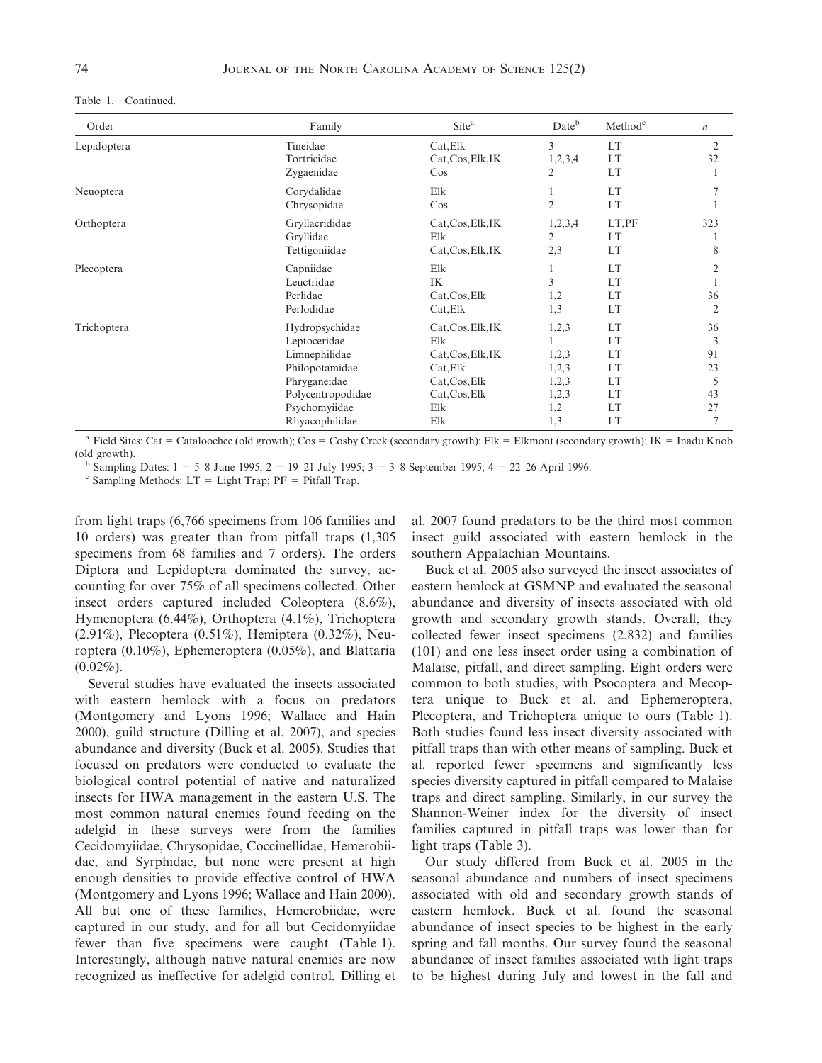Table 1. Continued.

| Order | Family | Site[a] | Date[b] | Method[c] | *n* |
|---|---|---|---|---|---|
| Lepidoptera | Tineidae | Cat,Elk | 3 | LT | 2 |
| | Tortricidae | Cat,Cos,Elk,IK | 1,2,3,4 | LT | 32 |
| | Zygaenidae | Cos | 2 | LT | 1 |
| Neuoptera | Corydalidae | Elk | 1 | LT | 7 |
| | Chrysopidae | Cos | 2 | LT | 1 |
| Orthoptera | Gryllacrididae | Cat,Cos,Elk,IK | 1,2,3,4 | LT,PF | 323 |
| | Gryllidae | Elk | 2 | LT | 1 |
| | Tettigoniidae | Cat,Cos,Elk,IK | 2,3 | LT | 8 |
| Plecoptera | Capniidae | Elk | 1 | LT | 2 |
| | Leuctridae | IK | 3 | LT | 1 |
| | Perlidae | Cat,Cos,Elk | 1,2 | LT | 36 |
| | Perlodidae | Cat,Elk | 1,3 | LT | 2 |
| Trichoptera | Hydropsychidae | Cat,Cos.Elk,IK | 1,2,3 | LT | 36 |
| | Leptoceridae | Elk | 1 | LT | 3 |
| | Limnephilidae | Cat,Cos,Elk,IK | 1,2,3 | LT | 91 |
| | Philopotamidae | Cat,Elk | 1,2,3 | LT | 23 |
| | Phryganeidae | Cat,Cos,Elk | 1,2,3 | LT | 5 |
| | Polycentropodidae | Cat,Cos,Elk | 1,2,3 | LT | 43 |
| | Psychomyiidae | Elk | 1,2 | LT | 27 |
| | Rhyacophilidae | Elk | 1,3 | LT | 7 |

[a] Field Sites: Cat = Cataloochee (old growth); Cos = Cosby Creek (secondary growth); Elk = Elkmont (secondary growth); IK = Inadu Knob (old growth).

[b] Sampling Dates: 1 = 5–8 June 1995; 2 = 19–21 July 1995; 3 = 3–8 September 1995; 4 = 22–26 April 1996.

[c] Sampling Methods: LT = Light Trap; PF = Pitfall Trap.

from light traps (6,766 specimens from 106 families and 10 orders) was greater than from pitfall traps (1,305 specimens from 68 families and 7 orders). The orders Diptera and Lepidoptera dominated the survey, accounting for over 75% of all specimens collected. Other insect orders captured included Coleoptera (8.6%), Hymenoptera (6.44%), Orthoptera (4.1%), Trichoptera (2.91%), Plecoptera (0.51%), Hemiptera (0.32%), Neuroptera (0.10%), Ephemeroptera (0.05%), and Blattaria (0.02%).

Several studies have evaluated the insects associated with eastern hemlock with a focus on predators (Montgomery and Lyons 1996; Wallace and Hain 2000), guild structure (Dilling et al. 2007), and species abundance and diversity (Buck et al. 2005). Studies that focused on predators were conducted to evaluate the biological control potential of native and naturalized insects for HWA management in the eastern U.S. The most common natural enemies found feeding on the adelgid in these surveys were from the families Cecidomyiidae, Chrysopidae, Coccinellidae, Hemerobiidae, and Syrphidae, but none were present at high enough densities to provide effective control of HWA (Montgomery and Lyons 1996; Wallace and Hain 2000). All but one of these families, Hemerobiidae, were captured in our study, and for all but Cecidomyiidae fewer than five specimens were caught (Table 1). Interestingly, although native natural enemies are now recognized as ineffective for adelgid control, Dilling et al. 2007 found predators to be the third most common insect guild associated with eastern hemlock in the southern Appalachian Mountains.

Buck et al. 2005 also surveyed the insect associates of eastern hemlock at GSMNP and evaluated the seasonal abundance and diversity of insects associated with old growth and secondary growth stands. Overall, they collected fewer insect specimens (2,832) and families (101) and one less insect order using a combination of Malaise, pitfall, and direct sampling. Eight orders were common to both studies, with Psocoptera and Mecoptera unique to Buck et al. and Ephemeroptera, Plecoptera, and Trichoptera unique to ours (Table 1). Both studies found less insect diversity associated with pitfall traps than with other means of sampling. Buck et al. reported fewer specimens and significantly less species diversity captured in pitfall compared to Malaise traps and direct sampling. Similarly, in our survey the Shannon-Weiner index for the diversity of insect families captured in pitfall traps was lower than for light traps (Table 3).

Our study differed from Buck et al. 2005 in the seasonal abundance and numbers of insect specimens associated with old and secondary growth stands of eastern hemlock. Buck et al. found the seasonal abundance of insect species to be highest in the early spring and fall months. Our survey found the seasonal abundance of insect families associated with light traps to be highest during July and lowest in the fall and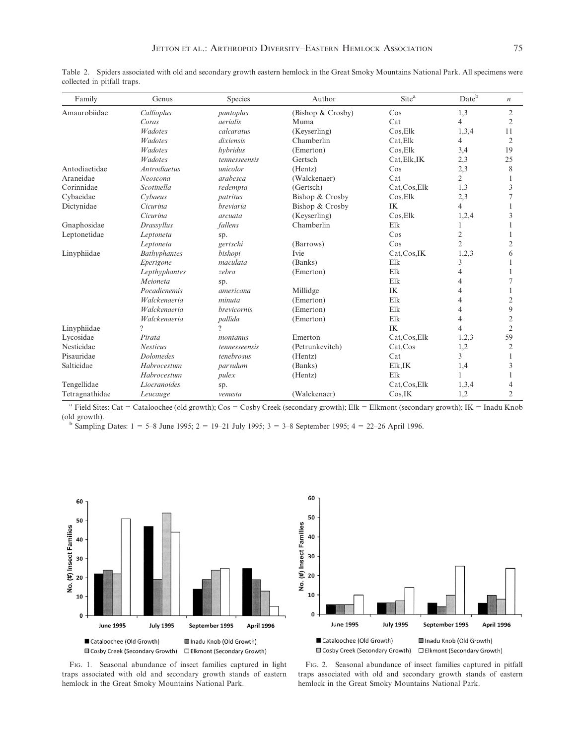Table 2. Spiders associated with old and secondary growth eastern hemlock in the Great Smoky Mountains National Park. All specimens were collected in pitfall traps.

| Family | Genus | Species | Author | Site[a] | Date[b] | *n* |
|---|---|---|---|---|---|---|
| Amaurobiidae | *Callioplus* | *pantoplus* | (Bishop & Crosby) | Cos | 1,3 | 2 |
| | *Coras* | *aerialis* | Muma | Cat | 4 | 2 |
| | *Wadotes* | *calcaratus* | (Keyserling) | Cos,Elk | 1,3,4 | 11 |
| | *Wadotes* | *dixiensis* | Chamberlin | Cat,Elk | 4 | 2 |
| | *Wadotes* | *hybridus* | (Emerton) | Cos,Elk | 3,4 | 19 |
| | *Wadotes* | *tennesseensis* | Gertsch | Cat,Elk,IK | 2,3 | 25 |
| Antodiaetidae | *Antrodiaetus* | *unicolor* | (Hentz) | Cos | 2,3 | 8 |
| Araneidae | *Neoscona* | *arabesca* | (Walckenaer) | Cat | 2 | 1 |
| Corinnidae | *Scotinella* | *redempta* | (Gertsch) | Cat,Cos,Elk | 1,3 | 3 |
| Cybaeidae | *Cybaeus* | *patritus* | Bishop & Crosby | Cos,Elk | 2,3 | 7 |
| Dictynidae | *Cicurina* | *breviaria* | Bishop & Crosby | IK | 4 | 1 |
| | *Cicurina* | *arcuata* | (Keyserling) | Cos,Elk | 1,2,4 | 3 |
| Gnaphosidae | *Drassyllus* | *fallens* | Chamberlin | Elk | 1 | 1 |
| Leptonetidae | *Leptoneta* | sp. | | Cos | 2 | 1 |
| | *Leptoneta* | *gertschi* | (Barrows) | Cos | 2 | 2 |
| Linyphiidae | *Bathyphantes* | *bishopi* | Ivie | Cat,Cos,IK | 1,2,3 | 6 |
| | *Eperigone* | *maculata* | (Banks) | Elk | 3 | 1 |
| | *Lepthyphantes* | *zebra* | (Emerton) | Elk | 4 | 1 |
| | *Meioneta* | sp. | | Elk | 4 | 7 |
| | *Pocadicnemis* | *americana* | Millidge | IK | 4 | 1 |
| | *Walckenaeria* | *minuta* | (Emerton) | Elk | 4 | 2 |
| | *Walckenaeria* | *brevicornis* | (Emerton) | Elk | 4 | 9 |
| | *Walckenaeria* | *pallida* | (Emerton) | Elk | 4 | 2 |
| Linyphiidae | ? | ? | | IK | 4 | 2 |
| Lycosidae | *Pirata* | *montanus* | Emerton | Cat,Cos,Elk | 1,2,3 | 59 |
| Nesticidae | *Nesticus* | *tennesseensis* | (Petrunkevitch) | Cat,Cos | 1,2 | 2 |
| Pisauridae | *Dolomedes* | *tenebrosus* | (Hentz) | Cat | 3 | 1 |
| Salticidae | *Habrocestum* | *parvulum* | (Banks) | Elk,IK | 1,4 | 3 |
| | *Habrocestum* | *pulex* | (Hentz) | Elk | 1 | 1 |
| Tengellidae | *Liocranoides* | sp. | | Cat,Cos,Elk | 1,3,4 | 4 |
| Tetragnathidae | *Leucauge* | *venusta* | (Walckenaer) | Cos,IK | 1,2 | 2 |

[a] Field Sites: Cat = Cataloochee (old growth); Cos = Cosby Creek (secondary growth); Elk = Elkmont (secondary growth); IK = Inadu Knob (old growth).

[b] Sampling Dates: 1 = 5–8 June 1995; 2 = 19–21 July 1995; 3 = 3–8 September 1995; 4 = 22–26 April 1996.

Fig. 1. Seasonal abundance of insect families captured in light traps associated with old and secondary growth stands of eastern hemlock in the Great Smoky Mountains National Park.

Fig. 2. Seasonal abundance of insect families captured in pitfall traps associated with old and secondary growth stands of eastern hemlock in the Great Smoky Mountains National Park.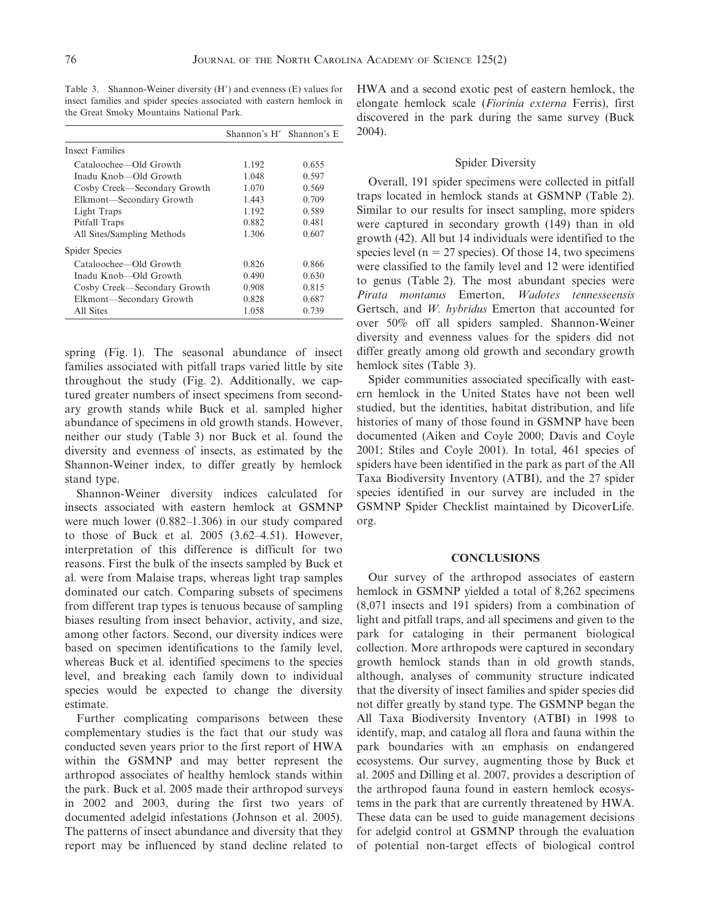Table 3. Shannon-Weiner diversity (H′) and evenness (E) values for insect families and spider species associated with eastern hemlock in the Great Smoky Mountains National Park.

| | Shannon's H′ | Shannon's E |
|---|---|---|
| Insect Families | | |
| Cataloochee—Old Growth | 1.192 | 0.655 |
| Inadu Knob—Old Growth | 1.048 | 0.597 |
| Cosby Creek—Secondary Growth | 1.070 | 0.569 |
| Elkmont—Secondary Growth | 1.443 | 0.709 |
| Light Traps | 1.192 | 0.589 |
| Pitfall Traps | 0.882 | 0.481 |
| All Sites/Sampling Methods | 1.306 | 0.607 |
| Spider Species | | |
| Cataloochee—Old Growth | 0.826 | 0.866 |
| Inadu Knob—Old Growth | 0.490 | 0.630 |
| Cosby Creek—Secondary Growth | 0.908 | 0.815 |
| Elkmont—Secondary Growth | 0.828 | 0.687 |
| All Sites | 1.058 | 0.739 |

spring (Fig. 1). The seasonal abundance of insect families associated with pitfall traps varied little by site throughout the study (Fig. 2). Additionally, we captured greater numbers of insect specimens from secondary growth stands while Buck et al. sampled higher abundance of specimens in old growth stands. However, neither our study (Table 3) nor Buck et al. found the diversity and evenness of insects, as estimated by the Shannon-Weiner index, to differ greatly by hemlock stand type.

Shannon-Weiner diversity indices calculated for insects associated with eastern hemlock at GSMNP were much lower (0.882–1.306) in our study compared to those of Buck et al. 2005 (3.62–4.51). However, interpretation of this difference is difficult for two reasons. First the bulk of the insects sampled by Buck et al. were from Malaise traps, whereas light trap samples dominated our catch. Comparing subsets of specimens from different trap types is tenuous because of sampling biases resulting from insect behavior, activity, and size, among other factors. Second, our diversity indices were based on specimen identifications to the family level, whereas Buck et al. identified specimens to the species level, and breaking each family down to individual species would be expected to change the diversity estimate.

Further complicating comparisons between these complementary studies is the fact that our study was conducted seven years prior to the first report of HWA within the GSMNP and may better represent the arthropod associates of healthy hemlock stands within the park. Buck et al. 2005 made their arthropod surveys in 2002 and 2003, during the first two years of documented adelgid infestations (Johnson et al. 2005). The patterns of insect abundance and diversity that they report may be influenced by stand decline related to HWA and a second exotic pest of eastern hemlock, the elongate hemlock scale (*Fiorinia externa* Ferris), first discovered in the park during the same survey (Buck 2004).

### Spider Diversity

Overall, 191 spider specimens were collected in pitfall traps located in hemlock stands at GSMNP (Table 2). Similar to our results for insect sampling, more spiders were captured in secondary growth (149) than in old growth (42). All but 14 individuals were identified to the species level (n = 27 species). Of those 14, two specimens were classified to the family level and 12 were identified to genus (Table 2). The most abundant species were *Pirata montanus* Emerton, *Wadotes tennesseensis* Gertsch, and *W. hybridus* Emerton that accounted for over 50% off all spiders sampled. Shannon-Weiner diversity and evenness values for the spiders did not differ greatly among old growth and secondary growth hemlock sites (Table 3).

Spider communities associated specifically with eastern hemlock in the United States have not been well studied, but the identities, habitat distribution, and life histories of many of those found in GSMNP have been documented (Aiken and Coyle 2000; Davis and Coyle 2001; Stiles and Coyle 2001). In total, 461 species of spiders have been identified in the park as part of the All Taxa Biodiversity Inventory (ATBI), and the 27 spider species identified in our survey are included in the GSMNP Spider Checklist maintained by DicoverLife.org.

## CONCLUSIONS

Our survey of the arthropod associates of eastern hemlock in GSMNP yielded a total of 8,262 specimens (8,071 insects and 191 spiders) from a combination of light and pitfall traps, and all specimens and given to the park for cataloging in their permanent biological collection. More arthropods were captured in secondary growth hemlock stands than in old growth stands, although, analyses of community structure indicated that the diversity of insect families and spider species did not differ greatly by stand type. The GSMNP began the All Taxa Biodiversity Inventory (ATBI) in 1998 to identify, map, and catalog all flora and fauna within the park boundaries with an emphasis on endangered ecosystems. Our survey, augmenting those by Buck et al. 2005 and Dilling et al. 2007, provides a description of the arthropod fauna found in eastern hemlock ecosystems in the park that are currently threatened by HWA. These data can be used to guide management decisions for adelgid control at GSMNP through the evaluation of potential non-target effects of biological control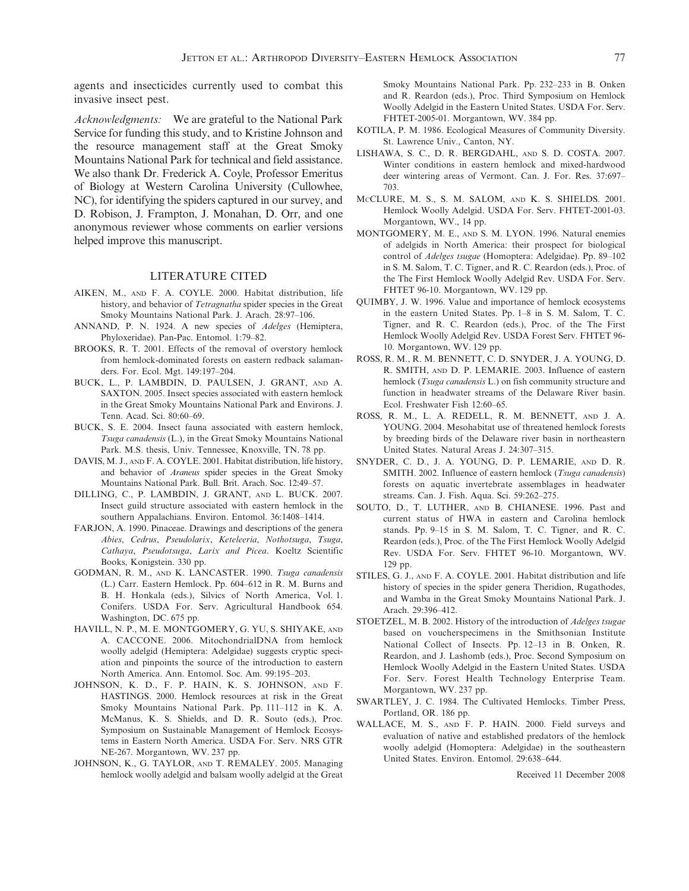agents and insecticides currently used to combat this invasive insect pest.

*Acknowledgments:* We are grateful to the National Park Service for funding this study, and to Kristine Johnson and the resource management staff at the Great Smoky Mountains National Park for technical and field assistance. We also thank Dr. Frederick A. Coyle, Professor Emeritus of Biology at Western Carolina University (Cullowhee, NC), for identifying the spiders captured in our survey, and D. Robison, J. Frampton, J. Monahan, D. Orr, and one anonymous reviewer whose comments on earlier versions helped improve this manuscript.

## LITERATURE CITED

AIKEN, M., AND F. A. COYLE. 2000. Habitat distribution, life history, and behavior of *Tetragnatha* spider species in the Great Smoky Mountains National Park. J. Arach. 28:97–106.

ANNAND, P. N. 1924. A new species of *Adelges* (Hemiptera, Phyloxeridae). Pan-Pac. Entomol. 1:79–82.

BROOKS, R. T. 2001. Effects of the removal of overstory hemlock from hemlock-dominated forests on eastern redback salamanders. For. Ecol. Mgt. 149:197–204.

BUCK, L., P. LAMBDIN, D. PAULSEN, J. GRANT, AND A. SAXTON. 2005. Insect species associated with eastern hemlock in the Great Smoky Mountains National Park and Environs. J. Tenn. Acad. Sci. 80:60–69.

BUCK, S. E. 2004. Insect fauna associated with eastern hemlock, *Tsuga canadensis* (L.), in the Great Smoky Mountains National Park. M.S. thesis, Univ. Tennessee, Knoxville, TN. 78 pp.

DAVIS, M. J., AND F. A. COYLE. 2001. Habitat distribution, life history, and behavior of *Araneus* spider species in the Great Smoky Mountains National Park. Bull. Brit. Arach. Soc. 12:49–57.

DILLING, C., P. LAMBDIN, J. GRANT, AND L. BUCK. 2007. Insect guild structure associated with eastern hemlock in the southern Appalachians. Environ. Entomol. 36:1408–1414.

FARJON, A. 1990. Pinaceae. Drawings and descriptions of the genera *Abies*, *Cedrus*, *Pseudolarix*, *Keteleeria*, *Nothotsuga*, *Tsuga*, *Cathaya*, *Pseudotsuga*, *Larix and Picea*. Koeltz Scientific Books, Konigstein. 330 pp.

GODMAN, R. M., AND K. LANCASTER. 1990. *Tsuga canadensis* (L.) Carr. Eastern Hemlock. Pp. 604–612 in R. M. Burns and B. H. Honkala (eds.), Silvics of North America, Vol. 1. Conifers. USDA For. Serv. Agricultural Handbook 654. Washington, DC. 675 pp.

HAVILL, N. P., M. E. MONTGOMERY, G. YU, S. SHIYAKE, AND A. CACCONE. 2006. MitochondrialDNA from hemlock woolly adelgid (Hemiptera: Adelgidae) suggests cryptic speciation and pinpoints the source of the introduction to eastern North America. Ann. Entomol. Soc. Am. 99:195–203.

JOHNSON, K. D., F. P. HAIN, K. S. JOHNSON, AND F. HASTINGS. 2000. Hemlock resources at risk in the Great Smoky Mountains National Park. Pp. 111–112 in K. A. McManus, K. S. Shields, and D. R. Souto (eds.), Proc. Symposium on Sustainable Management of Hemlock Ecosystems in Eastern North America. USDA For. Serv. NRS GTR NE-267. Morgantown, WV. 237 pp.

JOHNSON, K., G. TAYLOR, AND T. REMALEY. 2005. Managing hemlock woolly adelgid and balsam woolly adelgid at the Great Smoky Mountains National Park. Pp. 232–233 in B. Onken and R. Reardon (eds.), Proc. Third Symposium on Hemlock Woolly Adelgid in the Eastern United States. USDA For. Serv. FHTET-2005-01. Morgantown, WV. 384 pp.

KOTILA, P. M. 1986. Ecological Measures of Community Diversity. St. Lawrence Univ., Canton, NY.

LISHAWA, S. C., D. R. BERGDAHL, AND S. D. COSTA. 2007. Winter conditions in eastern hemlock and mixed-hardwood deer wintering areas of Vermont. Can. J. For. Res. 37:697–703.

MCCLURE, M. S., S. M. SALOM, AND K. S. SHIELDS. 2001. Hemlock Woolly Adelgid. USDA For. Serv. FHTET-2001-03. Morgantown, WV., 14 pp.

MONTGOMERY, M. E., AND S. M. LYON. 1996. Natural enemies of adelgids in North America: their prospect for biological control of *Adelges tsugae* (Homoptera: Adelgidae). Pp. 89–102 in S. M. Salom, T. C. Tigner, and R. C. Reardon (eds.), Proc. of the The First Hemlock Woolly Adelgid Rev. USDA For. Serv. FHTET 96-10. Morgantown, WV. 129 pp.

QUIMBY, J. W. 1996. Value and importance of hemlock ecosystems in the eastern United States. Pp. 1–8 in S. M. Salom, T. C. Tigner, and R. C. Reardon (eds.), Proc. of the The First Hemlock Woolly Adelgid Rev. USDA Forest Serv. FHTET 96-10. Morgantown, WV. 129 pp.

ROSS, R. M., R. M. BENNETT, C. D. SNYDER, J. A. YOUNG, D. R. SMITH, AND D. P. LEMARIE. 2003. Influence of eastern hemlock (*Tsuga canadensis* L.) on fish community structure and function in headwater streams of the Delaware River basin. Ecol. Freshwater Fish 12:60–65.

ROSS, R. M., L. A. REDELL, R. M. BENNETT, AND J. A. YOUNG. 2004. Mesohabitat use of threatened hemlock forests by breeding birds of the Delaware river basin in northeastern United States. Natural Areas J. 24:307–315.

SNYDER, C. D., J. A. YOUNG, D. P. LEMARIE, AND D. R. SMITH. 2002. Influence of eastern hemlock (*Tsuga canadensis*) forests on aquatic invertebrate assemblages in headwater streams. Can. J. Fish. Aqua. Sci. 59:262–275.

SOUTO, D., T. LUTHER, AND B. CHIANESE. 1996. Past and current status of HWA in eastern and Carolina hemlock stands. Pp. 9–15 in S. M. Salom, T. C. Tigner, and R. C. Reardon (eds.), Proc. of the The First Hemlock Woolly Adelgid Rev. USDA For. Serv. FHTET 96-10. Morgantown, WV. 129 pp.

STILES, G. J., AND F. A. COYLE. 2001. Habitat distribution and life history of species in the spider genera Theridion, Rugathodes, and Wamba in the Great Smoky Mountains National Park. J. Arach. 29:396–412.

STOETZEL, M. B. 2002. History of the introduction of *Adelges tsugae* based on voucherspecimens in the Smithsonian Institute National Collect of Insects. Pp. 12–13 in B. Onken, R. Reardon, and J. Lashomb (eds.), Proc. Second Symposium on Hemlock Woolly Adelgid in the Eastern United States. USDA For. Serv. Forest Health Technology Enterprise Team. Morgantown, WV. 237 pp.

SWARTLEY, J. C. 1984. The Cultivated Hemlocks. Timber Press, Portland, OR. 186 pp.

WALLACE, M. S., AND F. P. HAIN. 2000. Field surveys and evaluation of native and established predators of the hemlock woolly adelgid (Homoptera: Adelgidae) in the southeastern United States. Environ. Entomol. 29:638–644.

Received 11 December 2008